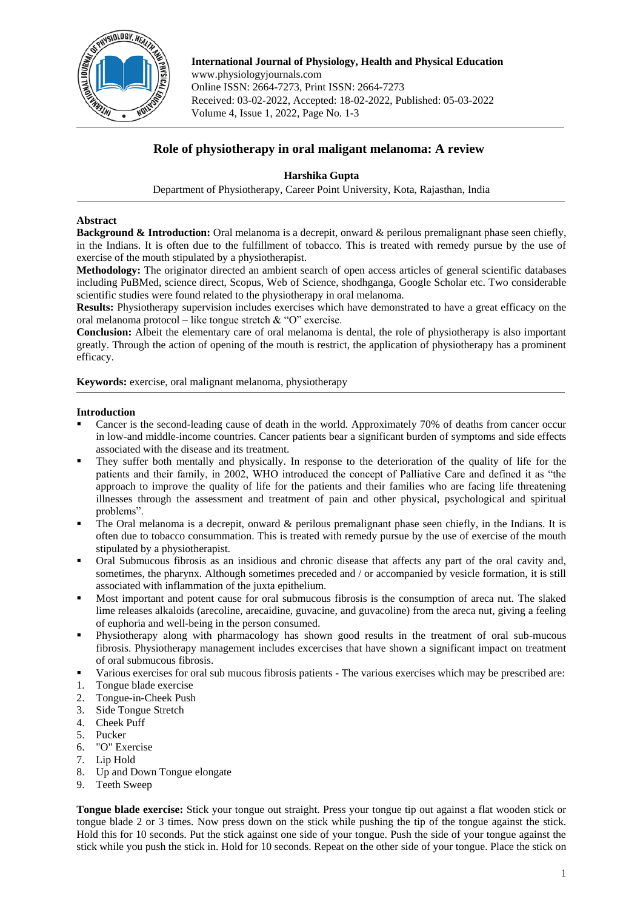# Role of physiotherapy in oral maligant melanoma: A review

**Harshika Gupta**

Department of Physiotherapy, Career Point University, Kota, Rajasthan, India

---

## Abstract

**Background & Introduction:** Oral melanoma is a decrepit, onward & perilous premalignant phase seen chiefly, in the Indians. It is often due to the fulfillment of tobacco. This is treated with remedy pursue by the use of exercise of the mouth stipulated by a physiotherapist.

**Methodology:** The originator directed an ambient search of open access articles of general scientific databases including PuBMed, science direct, Scopus, Web of Science, shodhganga, Google Scholar etc. Two considerable scientific studies were found related to the physiotherapy in oral melanoma.

**Results:** Physiotherapy supervision includes exercises which have demonstrated to have a great efficacy on the oral melanoma protocol – like tongue stretch & "O" exercise.

**Conclusion:** Albeit the elementary care of oral melanoma is dental, the role of physiotherapy is also important greatly. Through the action of opening of the mouth is restrict, the application of physiotherapy has a prominent efficacy.

**Keywords:** exercise, oral malignant melanoma, physiotherapy

---

## Introduction

- Cancer is the second-leading cause of death in the world. Approximately 70% of deaths from cancer occur in low-and middle-income countries. Cancer patients bear a significant burden of symptoms and side effects associated with the disease and its treatment.
- They suffer both mentally and physically. In response to the deterioration of the quality of life for the patients and their family, in 2002, WHO introduced the concept of Palliative Care and defined it as "the approach to improve the quality of life for the patients and their families who are facing life threatening illnesses through the assessment and treatment of pain and other physical, psychological and spiritual problems".
- The Oral melanoma is a decrepit, onward & perilous premalignant phase seen chiefly, in the Indians. It is often due to tobacco consummation. This is treated with remedy pursue by the use of exercise of the mouth stipulated by a physiotherapist.
- Oral Submucous fibrosis as an insidious and chronic disease that affects any part of the oral cavity and, sometimes, the pharynx. Although sometimes preceded and / or accompanied by vesicle formation, it is still associated with inflammation of the juxta epithelium.
- Most important and potent cause for oral submucous fibrosis is the consumption of areca nut. The slaked lime releases alkaloids (arecoline, arecaidine, guvacine, and guvacoline) from the areca nut, giving a feeling of euphoria and well-being in the person consumed.
- Physiotherapy along with pharmacology has shown good results in the treatment of oral sub-mucous fibrosis. Physiotherapy management includes excercises that have shown a significant impact on treatment of oral submucous fibrosis.
- Various exercises for oral sub mucous fibrosis patients - The various exercises which may be prescribed are:

1. Tongue blade exercise
2. Tongue-in-Cheek Push
3. Side Tongue Stretch
4. Cheek Puff
5. Pucker
6. "O" Exercise
7. Lip Hold
8. Up and Down Tongue elongate
9. Teeth Sweep

**Tongue blade exercise:** Stick your tongue out straight. Press your tongue tip out against a flat wooden stick or tongue blade 2 or 3 times. Now press down on the stick while pushing the tip of the tongue against the stick. Hold this for 10 seconds. Put the stick against one side of your tongue. Push the side of your tongue against the stick while you push the stick in. Hold for 10 seconds. Repeat on the other side of your tongue. Place the stick on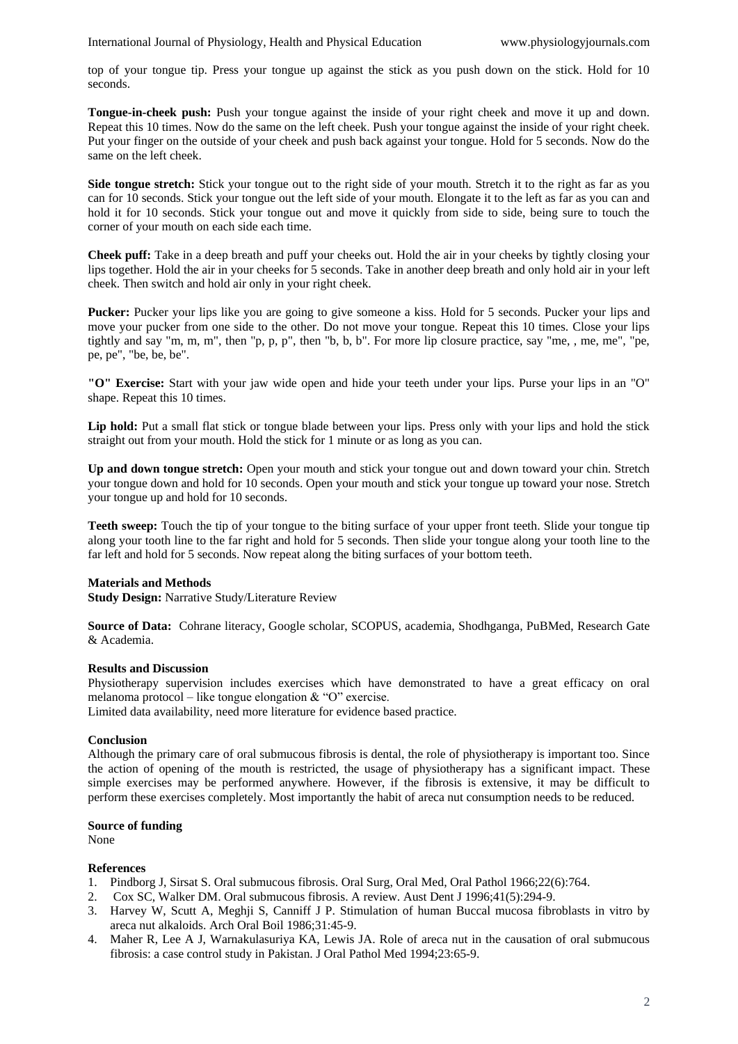top of your tongue tip. Press your tongue up against the stick as you push down on the stick. Hold for 10 seconds.

**Tongue-in-cheek push:** Push your tongue against the inside of your right cheek and move it up and down. Repeat this 10 times. Now do the same on the left cheek. Push your tongue against the inside of your right cheek. Put your finger on the outside of your cheek and push back against your tongue. Hold for 5 seconds. Now do the same on the left cheek.

**Side tongue stretch:** Stick your tongue out to the right side of your mouth. Stretch it to the right as far as you can for 10 seconds. Stick your tongue out the left side of your mouth. Elongate it to the left as far as you can and hold it for 10 seconds. Stick your tongue out and move it quickly from side to side, being sure to touch the corner of your mouth on each side each time.

**Cheek puff:** Take in a deep breath and puff your cheeks out. Hold the air in your cheeks by tightly closing your lips together. Hold the air in your cheeks for 5 seconds. Take in another deep breath and only hold air in your left cheek. Then switch and hold air only in your right cheek.

**Pucker:** Pucker your lips like you are going to give someone a kiss. Hold for 5 seconds. Pucker your lips and move your pucker from one side to the other. Do not move your tongue. Repeat this 10 times. Close your lips tightly and say "m, m, m", then "p, p, p", then "b, b, b". For more lip closure practice, say "me, , me, me", "pe, pe, pe", "be, be, be".

**"O" Exercise:** Start with your jaw wide open and hide your teeth under your lips. Purse your lips in an "O" shape. Repeat this 10 times.

**Lip hold:** Put a small flat stick or tongue blade between your lips. Press only with your lips and hold the stick straight out from your mouth. Hold the stick for 1 minute or as long as you can.

**Up and down tongue stretch:** Open your mouth and stick your tongue out and down toward your chin. Stretch your tongue down and hold for 10 seconds. Open your mouth and stick your tongue up toward your nose. Stretch your tongue up and hold for 10 seconds.

**Teeth sweep:** Touch the tip of your tongue to the biting surface of your upper front teeth. Slide your tongue tip along your tooth line to the far right and hold for 5 seconds. Then slide your tongue along your tooth line to the far left and hold for 5 seconds. Now repeat along the biting surfaces of your bottom teeth.

## Materials and Methods

**Study Design:** Narrative Study/Literature Review

**Source of Data:** Cochrane literacy, Google scholar, SCOPUS, academia, Shodhganga, PuBMed, Research Gate & Academia.

## Results and Discussion

Physiotherapy supervision includes exercises which have demonstrated to have a great efficacy on oral melanoma protocol – like tongue elongation & "O" exercise.
Limited data availability, need more literature for evidence based practice.

## Conclusion

Although the primary care of oral submucous fibrosis is dental, the role of physiotherapy is important too. Since the action of opening of the mouth is restricted, the usage of physiotherapy has a significant impact. These simple exercises may be performed anywhere. However, if the fibrosis is extensive, it may be difficult to perform these exercises completely. Most importantly the habit of areca nut consumption needs to be reduced.

## Source of funding

None

## References

1. Pindborg J, Sirsat S. Oral submucous fibrosis. Oral Surg, Oral Med, Oral Pathol 1966;22(6):764.
2. Cox SC, Walker DM. Oral submucous fibrosis. A review. Aust Dent J 1996;41(5):294-9.
3. Harvey W, Scutt A, Meghji S, Canniff J P. Stimulation of human Buccal mucosa fibroblasts in vitro by areca nut alkaloids. Arch Oral Boil 1986;31:45-9.
4. Maher R, Lee A J, Warnakulasuriya KA, Lewis JA. Role of areca nut in the causation of oral submucous fibrosis: a case control study in Pakistan. J Oral Pathol Med 1994;23:65-9.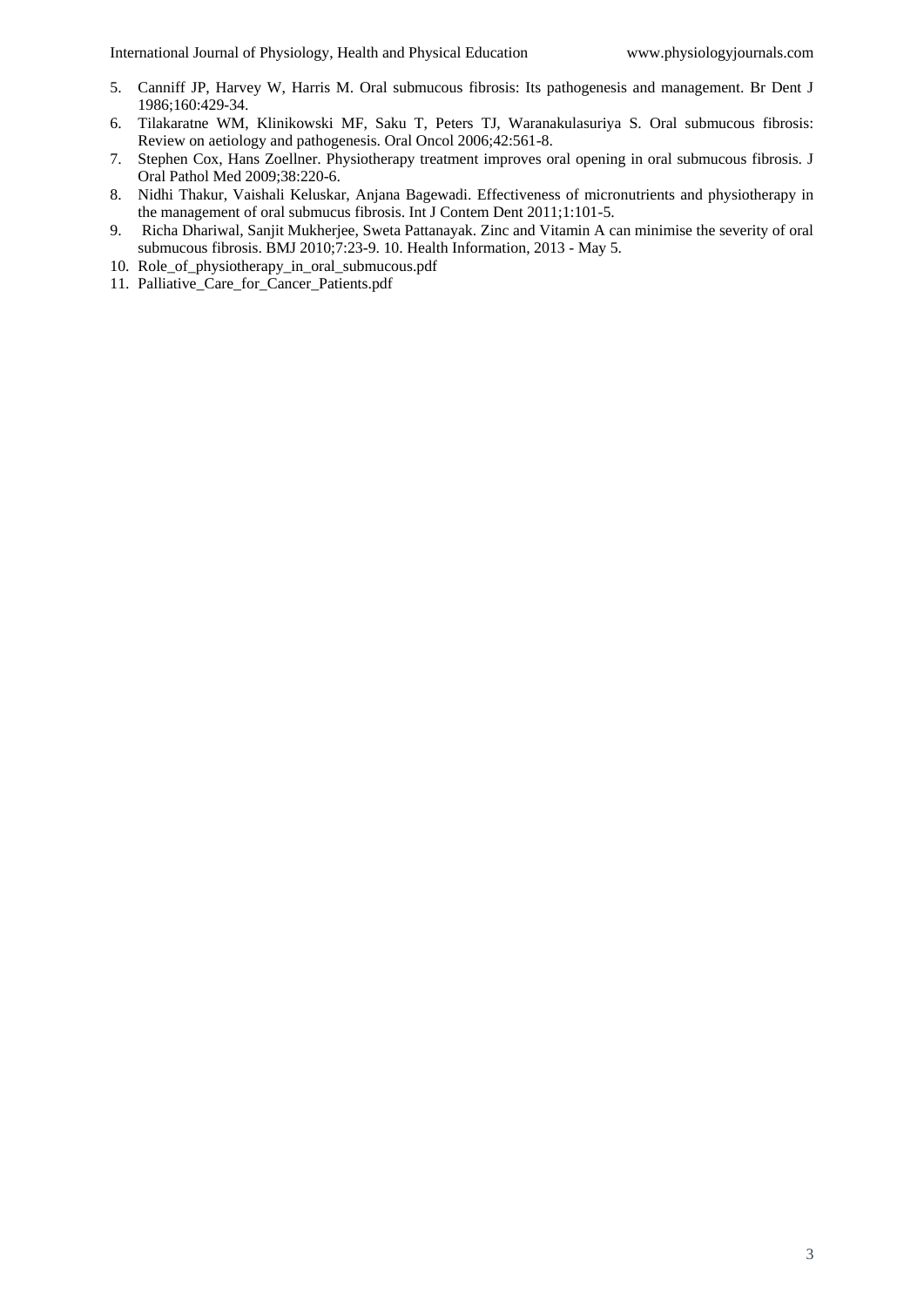5. Canniff JP, Harvey W, Harris M. Oral submucous fibrosis: Its pathogenesis and management. Br Dent J 1986;160:429-34.
6. Tilakaratne WM, Klinikowski MF, Saku T, Peters TJ, Waranakulasuriya S. Oral submucous fibrosis: Review on aetiology and pathogenesis. Oral Oncol 2006;42:561-8.
7. Stephen Cox, Hans Zoellner. Physiotherapy treatment improves oral opening in oral submucous fibrosis. J Oral Pathol Med 2009;38:220-6.
8. Nidhi Thakur, Vaishali Keluskar, Anjana Bagewadi. Effectiveness of micronutrients and physiotherapy in the management of oral submucus fibrosis. Int J Contem Dent 2011;1:101-5.
9. Richa Dhariwal, Sanjit Mukherjee, Sweta Pattanayak. Zinc and Vitamin A can minimise the severity of oral submucous fibrosis. BMJ 2010;7:23-9. 10. Health Information, 2013 - May 5.
10. Role_of_physiotherapy_in_oral_submucous.pdf
11. Palliative_Care_for_Cancer_Patients.pdf